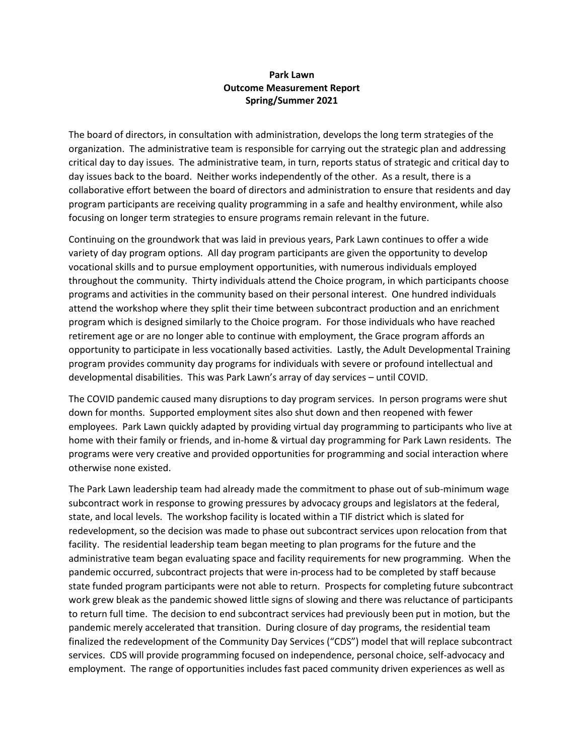**Park Lawn**
**Outcome Measurement Report**
**Spring/Summer 2021**

The board of directors, in consultation with administration, develops the long term strategies of the organization. The administrative team is responsible for carrying out the strategic plan and addressing critical day to day issues. The administrative team, in turn, reports status of strategic and critical day to day issues back to the board. Neither works independently of the other. As a result, there is a collaborative effort between the board of directors and administration to ensure that residents and day program participants are receiving quality programming in a safe and healthy environment, while also focusing on longer term strategies to ensure programs remain relevant in the future.

Continuing on the groundwork that was laid in previous years, Park Lawn continues to offer a wide variety of day program options. All day program participants are given the opportunity to develop vocational skills and to pursue employment opportunities, with numerous individuals employed throughout the community. Thirty individuals attend the Choice program, in which participants choose programs and activities in the community based on their personal interest. One hundred individuals attend the workshop where they split their time between subcontract production and an enrichment program which is designed similarly to the Choice program. For those individuals who have reached retirement age or are no longer able to continue with employment, the Grace program affords an opportunity to participate in less vocationally based activities. Lastly, the Adult Developmental Training program provides community day programs for individuals with severe or profound intellectual and developmental disabilities. This was Park Lawn's array of day services – until COVID.

The COVID pandemic caused many disruptions to day program services. In person programs were shut down for months. Supported employment sites also shut down and then reopened with fewer employees. Park Lawn quickly adapted by providing virtual day programming to participants who live at home with their family or friends, and in-home & virtual day programming for Park Lawn residents. The programs were very creative and provided opportunities for programming and social interaction where otherwise none existed.

The Park Lawn leadership team had already made the commitment to phase out of sub-minimum wage subcontract work in response to growing pressures by advocacy groups and legislators at the federal, state, and local levels. The workshop facility is located within a TIF district which is slated for redevelopment, so the decision was made to phase out subcontract services upon relocation from that facility. The residential leadership team began meeting to plan programs for the future and the administrative team began evaluating space and facility requirements for new programming. When the pandemic occurred, subcontract projects that were in-process had to be completed by staff because state funded program participants were not able to return. Prospects for completing future subcontract work grew bleak as the pandemic showed little signs of slowing and there was reluctance of participants to return full time. The decision to end subcontract services had previously been put in motion, but the pandemic merely accelerated that transition. During closure of day programs, the residential team finalized the redevelopment of the Community Day Services ("CDS") model that will replace subcontract services. CDS will provide programming focused on independence, personal choice, self-advocacy and employment. The range of opportunities includes fast paced community driven experiences as well as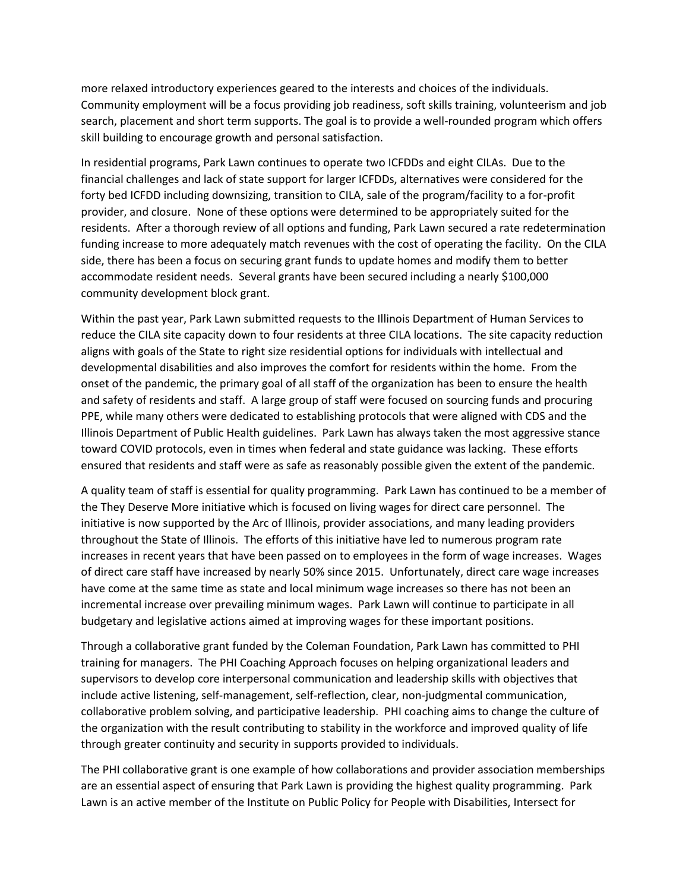more relaxed introductory experiences geared to the interests and choices of the individuals. Community employment will be a focus providing job readiness, soft skills training, volunteerism and job search, placement and short term supports. The goal is to provide a well-rounded program which offers skill building to encourage growth and personal satisfaction.

In residential programs, Park Lawn continues to operate two ICFDDs and eight CILAs. Due to the financial challenges and lack of state support for larger ICFDDs, alternatives were considered for the forty bed ICFDD including downsizing, transition to CILA, sale of the program/facility to a for-profit provider, and closure. None of these options were determined to be appropriately suited for the residents. After a thorough review of all options and funding, Park Lawn secured a rate redetermination funding increase to more adequately match revenues with the cost of operating the facility. On the CILA side, there has been a focus on securing grant funds to update homes and modify them to better accommodate resident needs. Several grants have been secured including a nearly $100,000 community development block grant.

Within the past year, Park Lawn submitted requests to the Illinois Department of Human Services to reduce the CILA site capacity down to four residents at three CILA locations. The site capacity reduction aligns with goals of the State to right size residential options for individuals with intellectual and developmental disabilities and also improves the comfort for residents within the home. From the onset of the pandemic, the primary goal of all staff of the organization has been to ensure the health and safety of residents and staff. A large group of staff were focused on sourcing funds and procuring PPE, while many others were dedicated to establishing protocols that were aligned with CDS and the Illinois Department of Public Health guidelines. Park Lawn has always taken the most aggressive stance toward COVID protocols, even in times when federal and state guidance was lacking. These efforts ensured that residents and staff were as safe as reasonably possible given the extent of the pandemic.

A quality team of staff is essential for quality programming. Park Lawn has continued to be a member of the They Deserve More initiative which is focused on living wages for direct care personnel. The initiative is now supported by the Arc of Illinois, provider associations, and many leading providers throughout the State of Illinois. The efforts of this initiative have led to numerous program rate increases in recent years that have been passed on to employees in the form of wage increases. Wages of direct care staff have increased by nearly 50% since 2015. Unfortunately, direct care wage increases have come at the same time as state and local minimum wage increases so there has not been an incremental increase over prevailing minimum wages. Park Lawn will continue to participate in all budgetary and legislative actions aimed at improving wages for these important positions.

Through a collaborative grant funded by the Coleman Foundation, Park Lawn has committed to PHI training for managers. The PHI Coaching Approach focuses on helping organizational leaders and supervisors to develop core interpersonal communication and leadership skills with objectives that include active listening, self-management, self-reflection, clear, non-judgmental communication, collaborative problem solving, and participative leadership. PHI coaching aims to change the culture of the organization with the result contributing to stability in the workforce and improved quality of life through greater continuity and security in supports provided to individuals.

The PHI collaborative grant is one example of how collaborations and provider association memberships are an essential aspect of ensuring that Park Lawn is providing the highest quality programming. Park Lawn is an active member of the Institute on Public Policy for People with Disabilities, Intersect for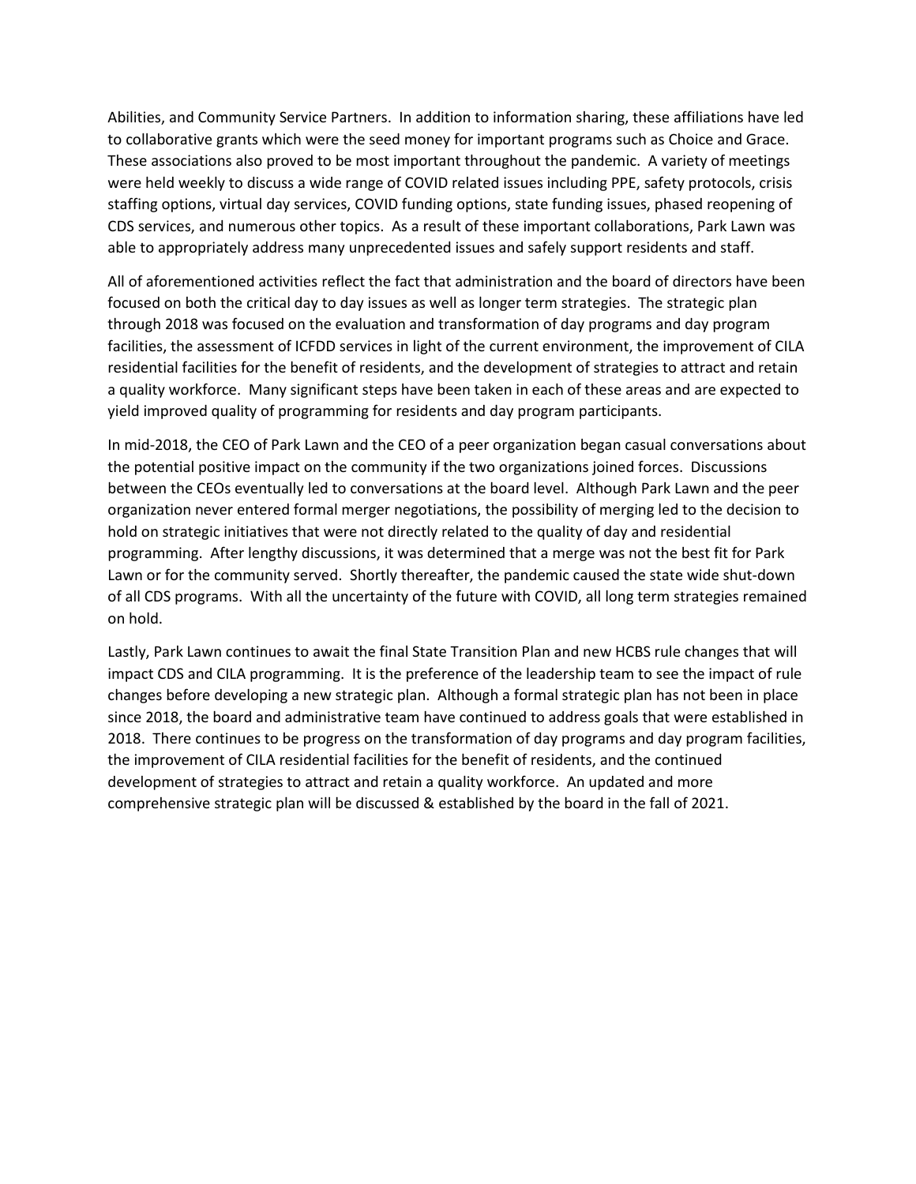Abilities, and Community Service Partners. In addition to information sharing, these affiliations have led to collaborative grants which were the seed money for important programs such as Choice and Grace. These associations also proved to be most important throughout the pandemic. A variety of meetings were held weekly to discuss a wide range of COVID related issues including PPE, safety protocols, crisis staffing options, virtual day services, COVID funding options, state funding issues, phased reopening of CDS services, and numerous other topics. As a result of these important collaborations, Park Lawn was able to appropriately address many unprecedented issues and safely support residents and staff.

All of aforementioned activities reflect the fact that administration and the board of directors have been focused on both the critical day to day issues as well as longer term strategies. The strategic plan through 2018 was focused on the evaluation and transformation of day programs and day program facilities, the assessment of ICFDD services in light of the current environment, the improvement of CILA residential facilities for the benefit of residents, and the development of strategies to attract and retain a quality workforce. Many significant steps have been taken in each of these areas and are expected to yield improved quality of programming for residents and day program participants.

In mid-2018, the CEO of Park Lawn and the CEO of a peer organization began casual conversations about the potential positive impact on the community if the two organizations joined forces. Discussions between the CEOs eventually led to conversations at the board level. Although Park Lawn and the peer organization never entered formal merger negotiations, the possibility of merging led to the decision to hold on strategic initiatives that were not directly related to the quality of day and residential programming. After lengthy discussions, it was determined that a merge was not the best fit for Park Lawn or for the community served. Shortly thereafter, the pandemic caused the state wide shut-down of all CDS programs. With all the uncertainty of the future with COVID, all long term strategies remained on hold.

Lastly, Park Lawn continues to await the final State Transition Plan and new HCBS rule changes that will impact CDS and CILA programming. It is the preference of the leadership team to see the impact of rule changes before developing a new strategic plan. Although a formal strategic plan has not been in place since 2018, the board and administrative team have continued to address goals that were established in 2018. There continues to be progress on the transformation of day programs and day program facilities, the improvement of CILA residential facilities for the benefit of residents, and the continued development of strategies to attract and retain a quality workforce. An updated and more comprehensive strategic plan will be discussed & established by the board in the fall of 2021.